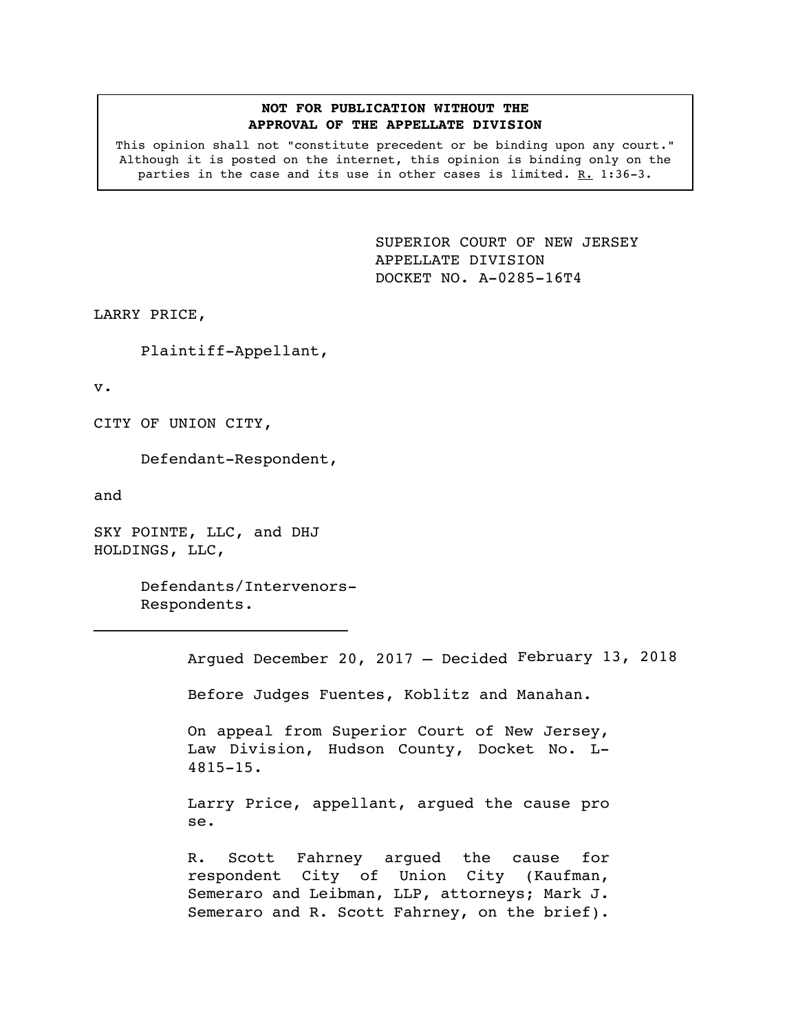**NOT FOR PUBLICATION WITHOUT THE APPROVAL OF THE APPELLATE DIVISION**

This opinion shall not "constitute precedent or be binding upon any court." Although it is posted on the internet, this opinion is binding only on the parties in the case and its use in other cases is limited. R. 1:36-3.

SUPERIOR COURT OF NEW JERSEY
APPELLATE DIVISION
DOCKET NO. A-0285-16T4

LARRY PRICE,

Plaintiff-Appellant,

v.

CITY OF UNION CITY,

Defendant-Respondent,

and

SKY POINTE, LLC, and DHJ HOLDINGS, LLC,

Defendants/Intervenors-Respondents.

---

Argued December 20, 2017 – Decided February 13, 2018

Before Judges Fuentes, Koblitz and Manahan.

On appeal from Superior Court of New Jersey, Law Division, Hudson County, Docket No. L-4815-15.

Larry Price, appellant, argued the cause pro se.

R. Scott Fahrney argued the cause for respondent City of Union City (Kaufman, Semeraro and Leibman, LLP, attorneys; Mark J. Semeraro and R. Scott Fahrney, on the brief).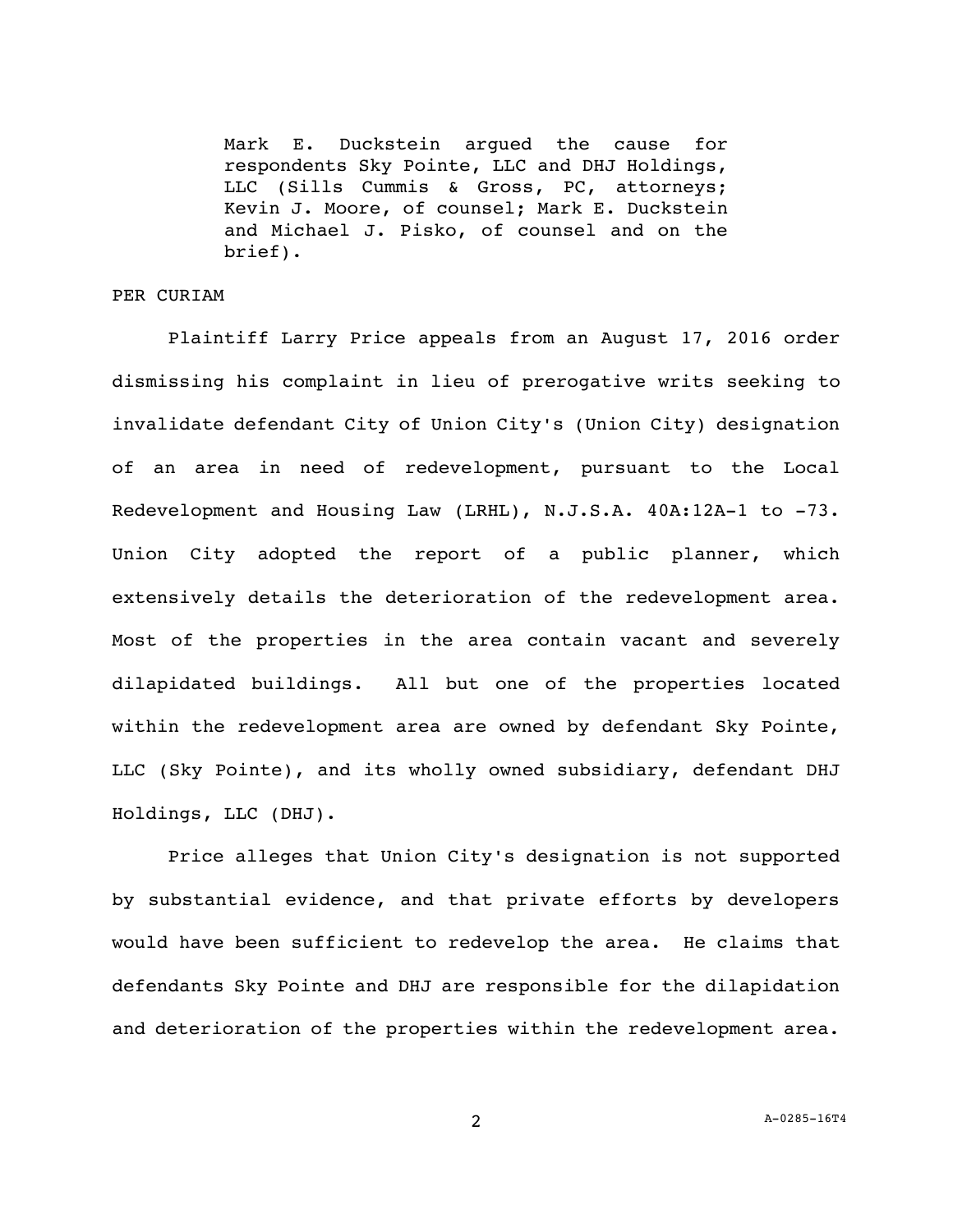Mark E. Duckstein argued the cause for respondents Sky Pointe, LLC and DHJ Holdings, LLC (Sills Cummis & Gross, PC, attorneys; Kevin J. Moore, of counsel; Mark E. Duckstein and Michael J. Pisko, of counsel and on the brief).

PER CURIAM

Plaintiff Larry Price appeals from an August 17, 2016 order dismissing his complaint in lieu of prerogative writs seeking to invalidate defendant City of Union City's (Union City) designation of an area in need of redevelopment, pursuant to the Local Redevelopment and Housing Law (LRHL), N.J.S.A. 40A:12A-1 to -73. Union City adopted the report of a public planner, which extensively details the deterioration of the redevelopment area. Most of the properties in the area contain vacant and severely dilapidated buildings. All but one of the properties located within the redevelopment area are owned by defendant Sky Pointe, LLC (Sky Pointe), and its wholly owned subsidiary, defendant DHJ Holdings, LLC (DHJ).

Price alleges that Union City's designation is not supported by substantial evidence, and that private efforts by developers would have been sufficient to redevelop the area. He claims that defendants Sky Pointe and DHJ are responsible for the dilapidation and deterioration of the properties within the redevelopment area.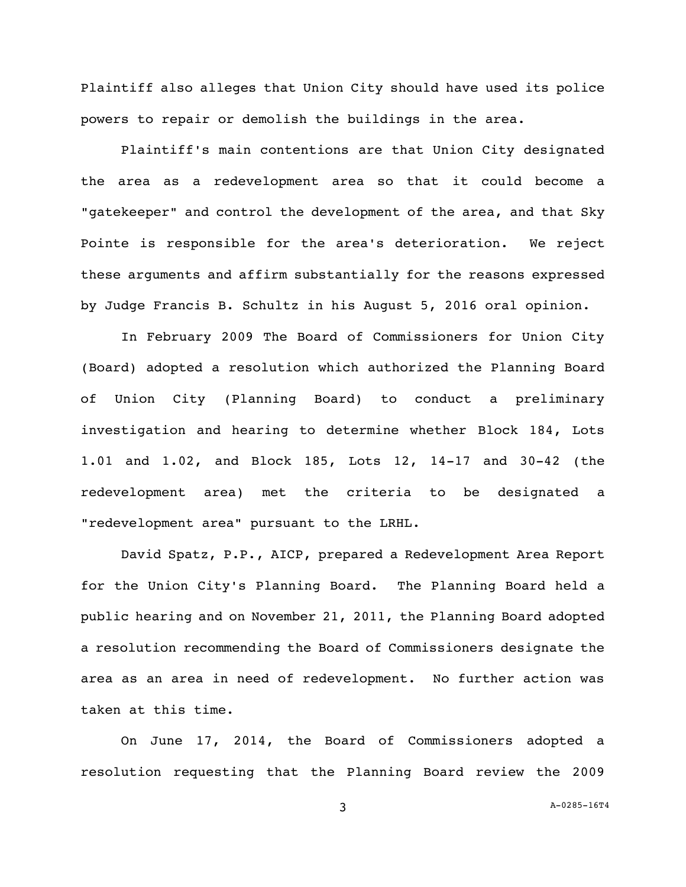Plaintiff also alleges that Union City should have used its police powers to repair or demolish the buildings in the area.

Plaintiff's main contentions are that Union City designated the area as a redevelopment area so that it could become a "gatekeeper" and control the development of the area, and that Sky Pointe is responsible for the area's deterioration. We reject these arguments and affirm substantially for the reasons expressed by Judge Francis B. Schultz in his August 5, 2016 oral opinion.

In February 2009 The Board of Commissioners for Union City (Board) adopted a resolution which authorized the Planning Board of Union City (Planning Board) to conduct a preliminary investigation and hearing to determine whether Block 184, Lots 1.01 and 1.02, and Block 185, Lots 12, 14-17 and 30-42 (the redevelopment area) met the criteria to be designated a "redevelopment area" pursuant to the LRHL.

David Spatz, P.P., AICP, prepared a Redevelopment Area Report for the Union City's Planning Board. The Planning Board held a public hearing and on November 21, 2011, the Planning Board adopted a resolution recommending the Board of Commissioners designate the area as an area in need of redevelopment. No further action was taken at this time.

On June 17, 2014, the Board of Commissioners adopted a resolution requesting that the Planning Board review the 2009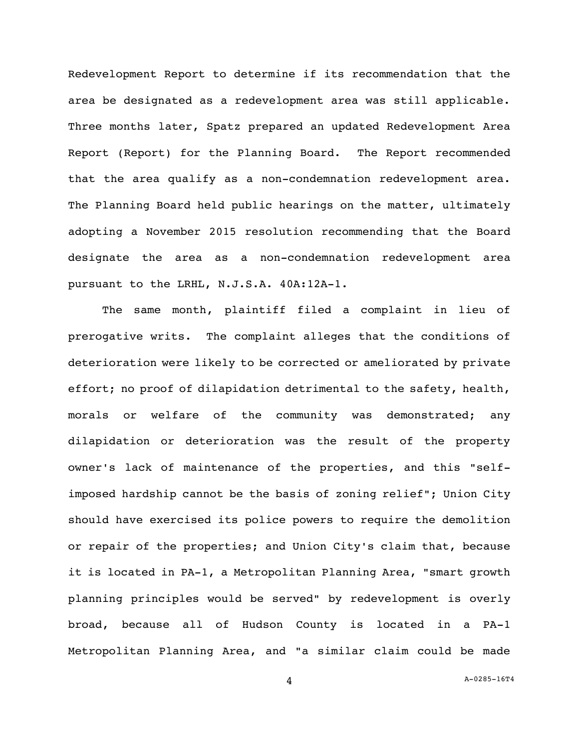Redevelopment Report to determine if its recommendation that the area be designated as a redevelopment area was still applicable. Three months later, Spatz prepared an updated Redevelopment Area Report (Report) for the Planning Board. The Report recommended that the area qualify as a non-condemnation redevelopment area. The Planning Board held public hearings on the matter, ultimately adopting a November 2015 resolution recommending that the Board designate the area as a non-condemnation redevelopment area pursuant to the LRHL, N.J.S.A. 40A:12A-1.

The same month, plaintiff filed a complaint in lieu of prerogative writs. The complaint alleges that the conditions of deterioration were likely to be corrected or ameliorated by private effort; no proof of dilapidation detrimental to the safety, health, morals or welfare of the community was demonstrated; any dilapidation or deterioration was the result of the property owner's lack of maintenance of the properties, and this "self-imposed hardship cannot be the basis of zoning relief"; Union City should have exercised its police powers to require the demolition or repair of the properties; and Union City's claim that, because it is located in PA-1, a Metropolitan Planning Area, "smart growth planning principles would be served" by redevelopment is overly broad, because all of Hudson County is located in a PA-1 Metropolitan Planning Area, and "a similar claim could be made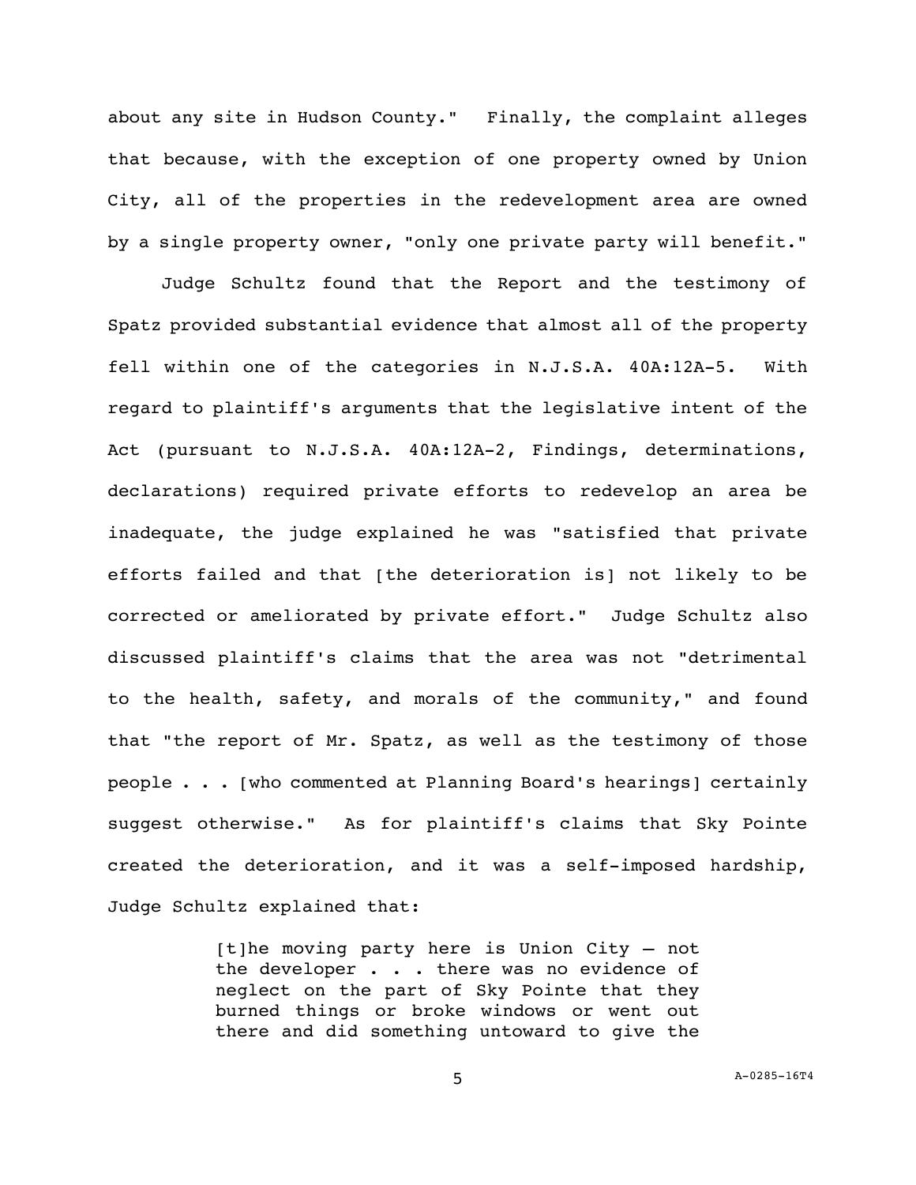about any site in Hudson County." Finally, the complaint alleges that because, with the exception of one property owned by Union City, all of the properties in the redevelopment area are owned by a single property owner, "only one private party will benefit."

Judge Schultz found that the Report and the testimony of Spatz provided substantial evidence that almost all of the property fell within one of the categories in N.J.S.A. 40A:12A-5. With regard to plaintiff's arguments that the legislative intent of the Act (pursuant to N.J.S.A. 40A:12A-2, Findings, determinations, declarations) required private efforts to redevelop an area be inadequate, the judge explained he was "satisfied that private efforts failed and that [the deterioration is] not likely to be corrected or ameliorated by private effort." Judge Schultz also discussed plaintiff's claims that the area was not "detrimental to the health, safety, and morals of the community," and found that "the report of Mr. Spatz, as well as the testimony of those people . . . [who commented at Planning Board's hearings] certainly suggest otherwise." As for plaintiff's claims that Sky Pointe created the deterioration, and it was a self-imposed hardship, Judge Schultz explained that:

> [t]he moving party here is Union City – not the developer . . . there was no evidence of neglect on the part of Sky Pointe that they burned things or broke windows or went out there and did something untoward to give the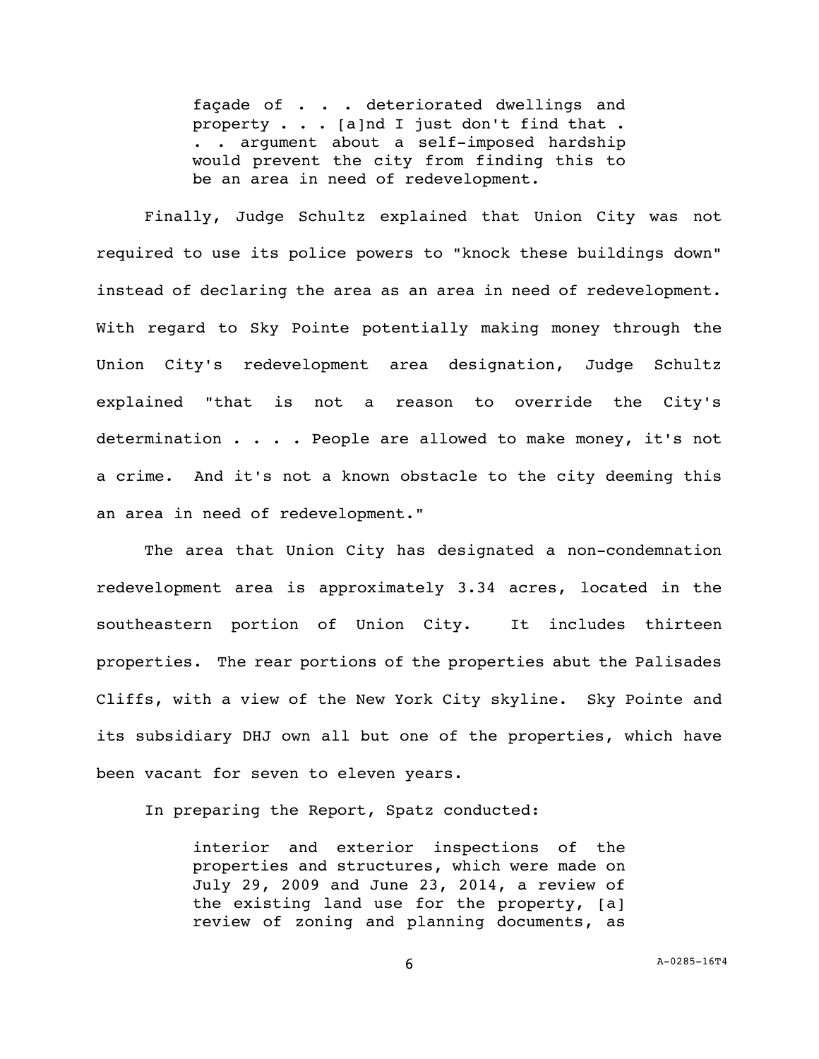> façade of . . . deteriorated dwellings and property . . . [a]nd I just don't find that . . . argument about a self-imposed hardship would prevent the city from finding this to be an area in need of redevelopment.

Finally, Judge Schultz explained that Union City was not required to use its police powers to "knock these buildings down" instead of declaring the area as an area in need of redevelopment. With regard to Sky Pointe potentially making money through the Union City's redevelopment area designation, Judge Schultz explained "that is not a reason to override the City's determination . . . . People are allowed to make money, it's not a crime. And it's not a known obstacle to the city deeming this an area in need of redevelopment."

The area that Union City has designated a non-condemnation redevelopment area is approximately 3.34 acres, located in the southeastern portion of Union City. It includes thirteen properties. The rear portions of the properties abut the Palisades Cliffs, with a view of the New York City skyline. Sky Pointe and its subsidiary DHJ own all but one of the properties, which have been vacant for seven to eleven years.

In preparing the Report, Spatz conducted:

> interior and exterior inspections of the properties and structures, which were made on July 29, 2009 and June 23, 2014, a review of the existing land use for the property, [a] review of zoning and planning documents, as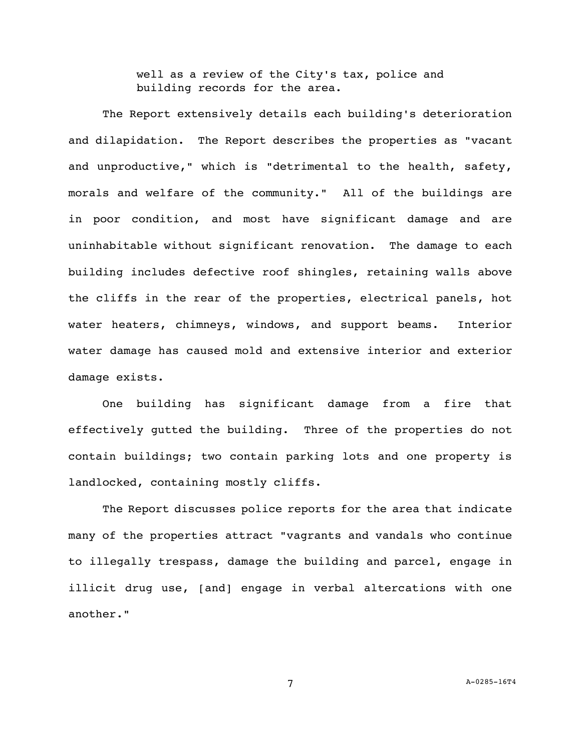well as a review of the City's tax, police and building records for the area.

The Report extensively details each building's deterioration and dilapidation. The Report describes the properties as "vacant and unproductive," which is "detrimental to the health, safety, morals and welfare of the community." All of the buildings are in poor condition, and most have significant damage and are uninhabitable without significant renovation. The damage to each building includes defective roof shingles, retaining walls above the cliffs in the rear of the properties, electrical panels, hot water heaters, chimneys, windows, and support beams. Interior water damage has caused mold and extensive interior and exterior damage exists.

One building has significant damage from a fire that effectively gutted the building. Three of the properties do not contain buildings; two contain parking lots and one property is landlocked, containing mostly cliffs.

The Report discusses police reports for the area that indicate many of the properties attract "vagrants and vandals who continue to illegally trespass, damage the building and parcel, engage in illicit drug use, [and] engage in verbal altercations with one another."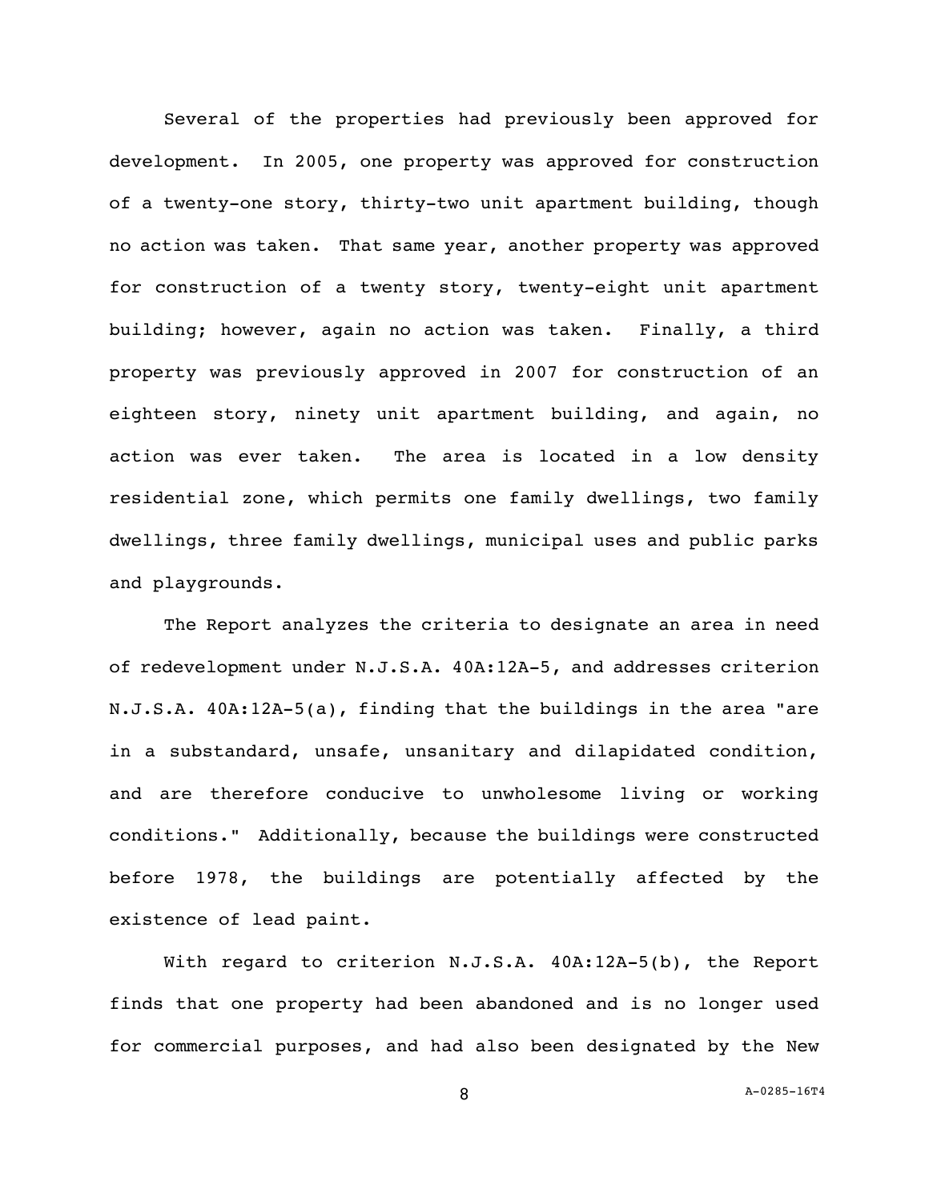Several of the properties had previously been approved for development. In 2005, one property was approved for construction of a twenty-one story, thirty-two unit apartment building, though no action was taken. That same year, another property was approved for construction of a twenty story, twenty-eight unit apartment building; however, again no action was taken. Finally, a third property was previously approved in 2007 for construction of an eighteen story, ninety unit apartment building, and again, no action was ever taken. The area is located in a low density residential zone, which permits one family dwellings, two family dwellings, three family dwellings, municipal uses and public parks and playgrounds.

The Report analyzes the criteria to designate an area in need of redevelopment under N.J.S.A. 40A:12A-5, and addresses criterion N.J.S.A. 40A:12A-5(a), finding that the buildings in the area "are in a substandard, unsafe, unsanitary and dilapidated condition, and are therefore conducive to unwholesome living or working conditions." Additionally, because the buildings were constructed before 1978, the buildings are potentially affected by the existence of lead paint.

With regard to criterion N.J.S.A. 40A:12A-5(b), the Report finds that one property had been abandoned and is no longer used for commercial purposes, and had also been designated by the New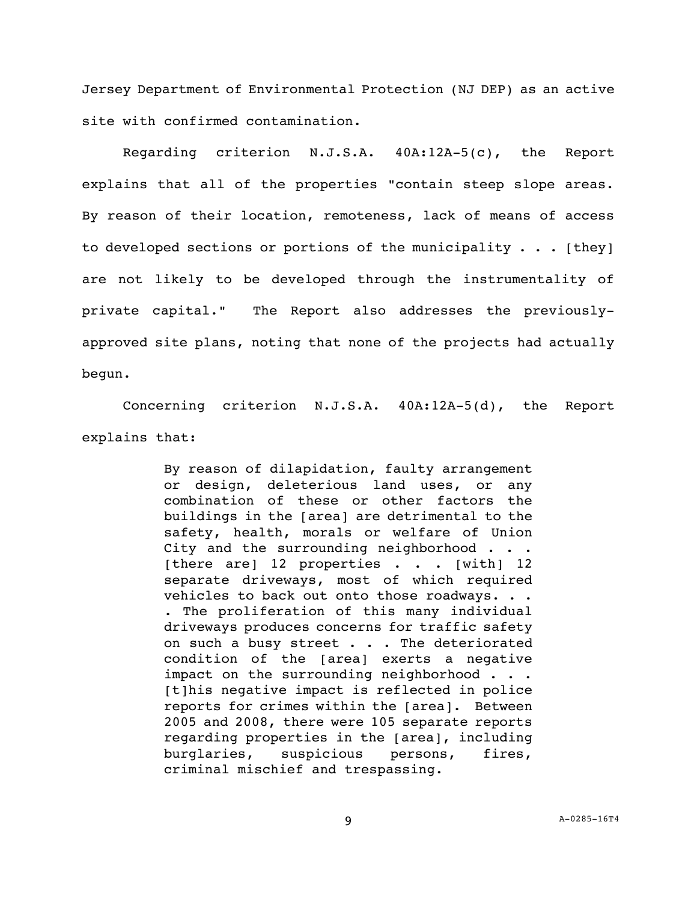Jersey Department of Environmental Protection (NJ DEP) as an active site with confirmed contamination.

Regarding criterion N.J.S.A. 40A:12A-5(c), the Report explains that all of the properties "contain steep slope areas. By reason of their location, remoteness, lack of means of access to developed sections or portions of the municipality . . . [they] are not likely to be developed through the instrumentality of private capital." The Report also addresses the previously-approved site plans, noting that none of the projects had actually begun.

Concerning criterion N.J.S.A. 40A:12A-5(d), the Report explains that:

> By reason of dilapidation, faulty arrangement or design, deleterious land uses, or any combination of these or other factors the buildings in the [area] are detrimental to the safety, health, morals or welfare of Union City and the surrounding neighborhood . . . [there are] 12 properties . . . [with] 12 separate driveways, most of which required vehicles to back out onto those roadways. . . . The proliferation of this many individual driveways produces concerns for traffic safety on such a busy street . . . The deteriorated condition of the [area] exerts a negative impact on the surrounding neighborhood . . . [t]his negative impact is reflected in police reports for crimes within the [area]. Between 2005 and 2008, there were 105 separate reports regarding properties in the [area], including burglaries, suspicious persons, fires, criminal mischief and trespassing.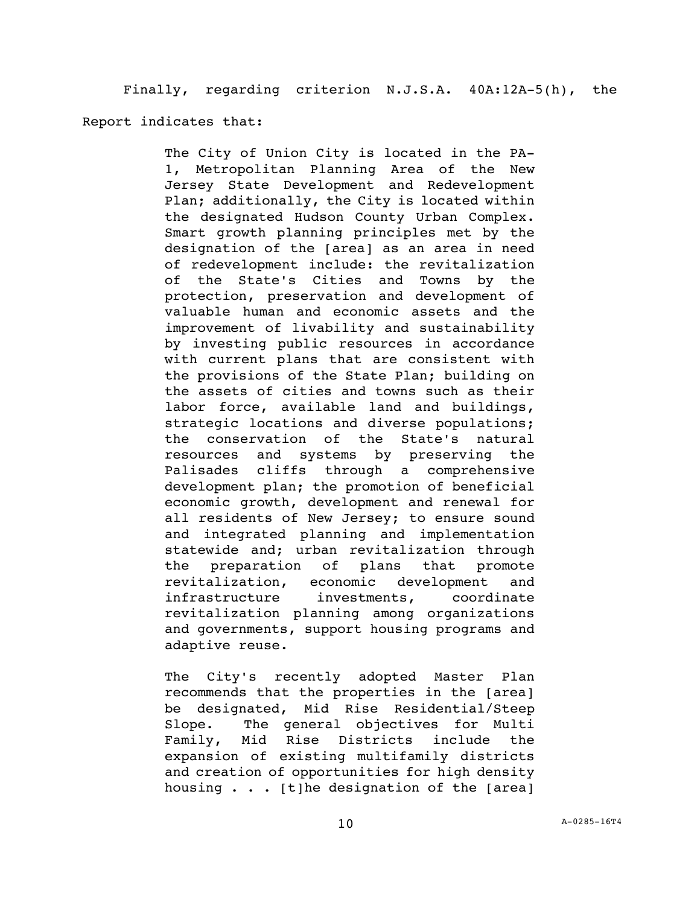Finally, regarding criterion N.J.S.A. 40A:12A-5(h), the Report indicates that:

> The City of Union City is located in the PA-1, Metropolitan Planning Area of the New Jersey State Development and Redevelopment Plan; additionally, the City is located within the designated Hudson County Urban Complex. Smart growth planning principles met by the designation of the [area] as an area in need of redevelopment include: the revitalization of the State's Cities and Towns by the protection, preservation and development of valuable human and economic assets and the improvement of livability and sustainability by investing public resources in accordance with current plans that are consistent with the provisions of the State Plan; building on the assets of cities and towns such as their labor force, available land and buildings, strategic locations and diverse populations; the conservation of the State's natural resources and systems by preserving the Palisades cliffs through a comprehensive development plan; the promotion of beneficial economic growth, development and renewal for all residents of New Jersey; to ensure sound and integrated planning and implementation statewide and; urban revitalization through the preparation of plans that promote revitalization, economic development and infrastructure investments, coordinate revitalization planning among organizations and governments, support housing programs and adaptive reuse.
>
> The City's recently adopted Master Plan recommends that the properties in the [area] be designated, Mid Rise Residential/Steep Slope. The general objectives for Multi Family, Mid Rise Districts include the expansion of existing multifamily districts and creation of opportunities for high density housing . . . [t]he designation of the [area]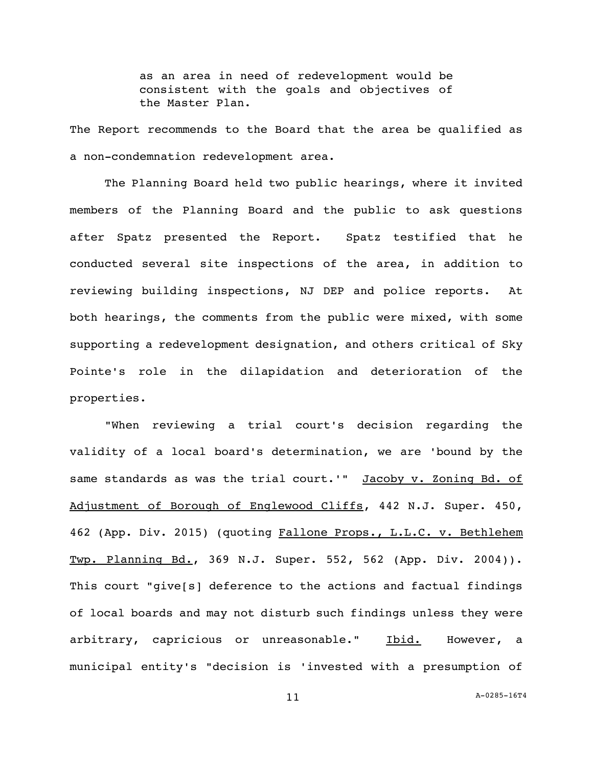> as an area in need of redevelopment would be consistent with the goals and objectives of the Master Plan.

The Report recommends to the Board that the area be qualified as a non-condemnation redevelopment area.

The Planning Board held two public hearings, where it invited members of the Planning Board and the public to ask questions after Spatz presented the Report. Spatz testified that he conducted several site inspections of the area, in addition to reviewing building inspections, NJ DEP and police reports. At both hearings, the comments from the public were mixed, with some supporting a redevelopment designation, and others critical of Sky Pointe's role in the dilapidation and deterioration of the properties.

"When reviewing a trial court's decision regarding the validity of a local board's determination, we are 'bound by the same standards as was the trial court.'" Jacoby v. Zoning Bd. of Adjustment of Borough of Englewood Cliffs, 442 N.J. Super. 450, 462 (App. Div. 2015) (quoting Fallone Props., L.L.C. v. Bethlehem Twp. Planning Bd., 369 N.J. Super. 552, 562 (App. Div. 2004)). This court "give[s] deference to the actions and factual findings of local boards and may not disturb such findings unless they were arbitrary, capricious or unreasonable." Ibid. However, a municipal entity's "decision is 'invested with a presumption of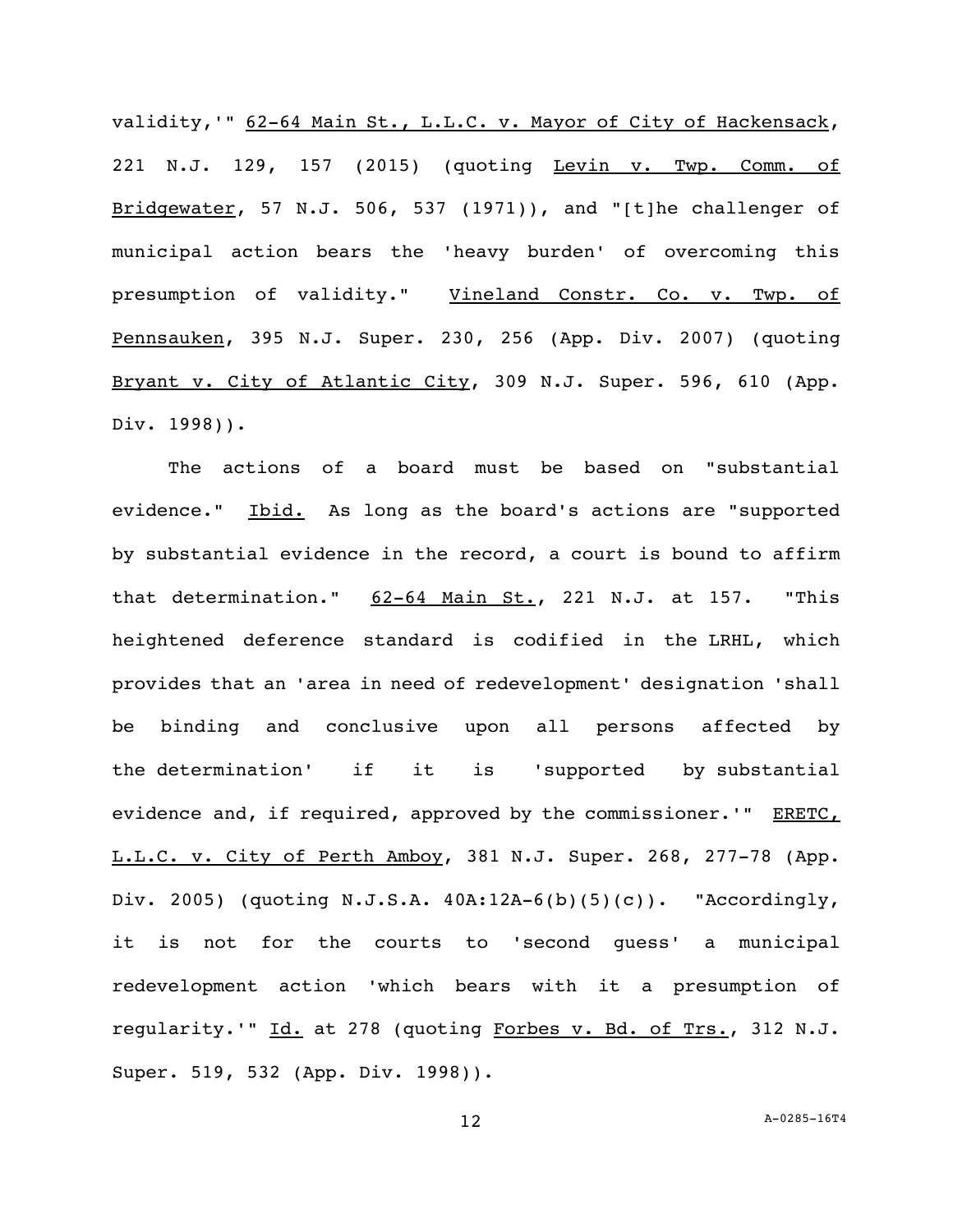validity,'" 62-64 Main St., L.L.C. v. Mayor of City of Hackensack, 221 N.J. 129, 157 (2015) (quoting Levin v. Twp. Comm. of Bridgewater, 57 N.J. 506, 537 (1971)), and "[t]he challenger of municipal action bears the 'heavy burden' of overcoming this presumption of validity." Vineland Constr. Co. v. Twp. of Pennsauken, 395 N.J. Super. 230, 256 (App. Div. 2007) (quoting Bryant v. City of Atlantic City, 309 N.J. Super. 596, 610 (App. Div. 1998)).

The actions of a board must be based on "substantial evidence." Ibid. As long as the board's actions are "supported by substantial evidence in the record, a court is bound to affirm that determination." 62-64 Main St., 221 N.J. at 157. "This heightened deference standard is codified in the LRHL, which provides that an 'area in need of redevelopment' designation 'shall be binding and conclusive upon all persons affected by the determination' if it is 'supported by substantial evidence and, if required, approved by the commissioner.'" ERETC, L.L.C. v. City of Perth Amboy, 381 N.J. Super. 268, 277-78 (App. Div. 2005) (quoting N.J.S.A. 40A:12A-6(b)(5)(c)). "Accordingly, it is not for the courts to 'second guess' a municipal redevelopment action 'which bears with it a presumption of regularity.'" Id. at 278 (quoting Forbes v. Bd. of Trs., 312 N.J. Super. 519, 532 (App. Div. 1998)).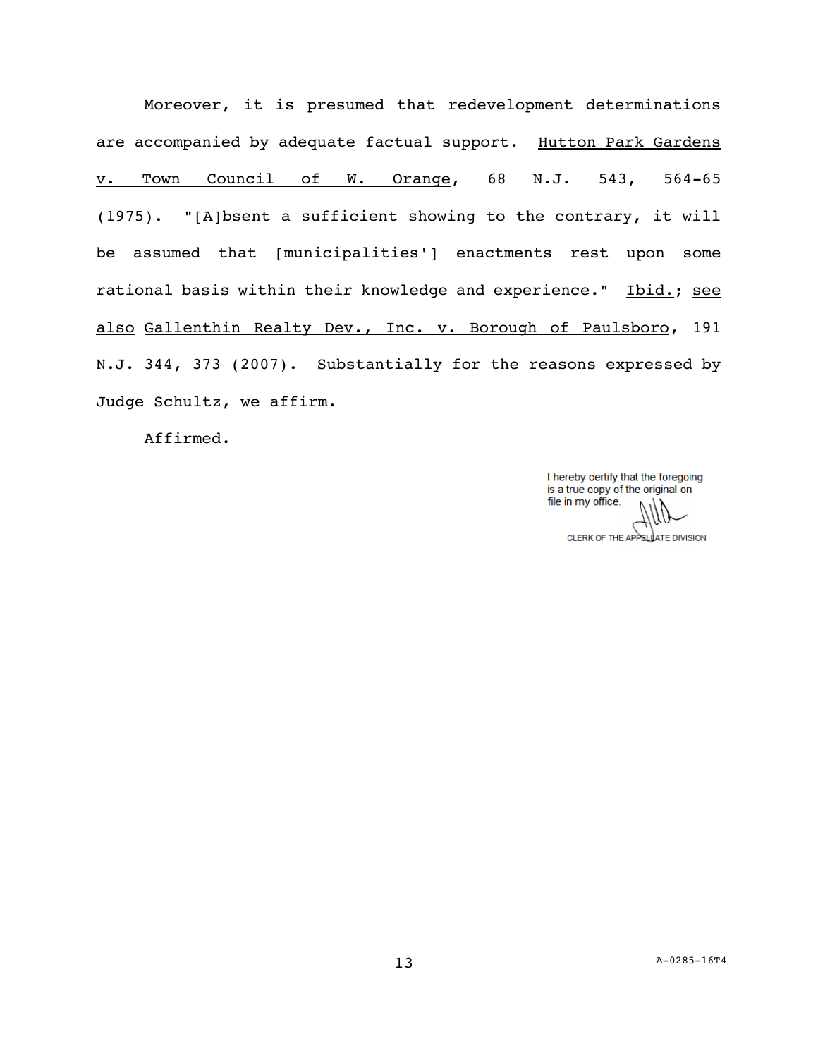Moreover, it is presumed that redevelopment determinations are accompanied by adequate factual support. Hutton Park Gardens v. Town Council of W. Orange, 68 N.J. 543, 564-65 (1975). "[A]bsent a sufficient showing to the contrary, it will be assumed that [municipalities'] enactments rest upon some rational basis within their knowledge and experience." Ibid.; see also Gallenthin Realty Dev., Inc. v. Borough of Paulsboro, 191 N.J. 344, 373 (2007). Substantially for the reasons expressed by Judge Schultz, we affirm.

Affirmed.

I hereby certify that the foregoing is a true copy of the original on file in my office.

CLERK OF THE APPELLATE DIVISION

A-0285-16T4